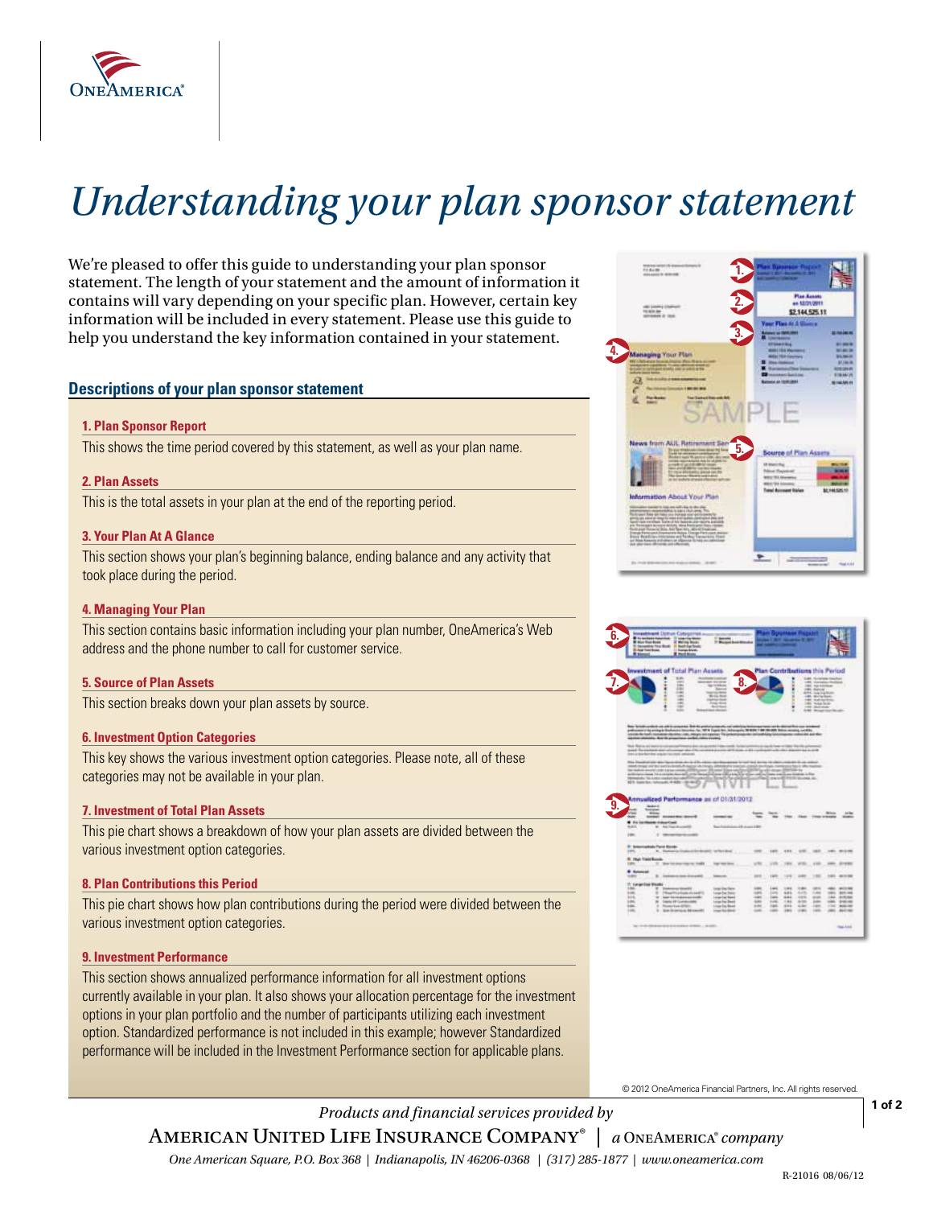# Understanding your plan sponsor statement

We're pleased to offer this guide to understanding your plan sponsor statement. The length of your statement and the amount of information it contains will vary depending on your specific plan. However, certain key information will be included in every statement. Please use this guide to help you understand the key information contained in your statement.

## Descriptions of your plan sponsor statement

### 1. Plan Sponsor Report

This shows the time period covered by this statement, as well as your plan name.

### 2. Plan Assets

This is the total assets in your plan at the end of the reporting period.

### 3. Your Plan At A Glance

This section shows your plan's beginning balance, ending balance and any activity that took place during the period.

### 4. Managing Your Plan

This section contains basic information including your plan number, OneAmerica's Web address and the phone number to call for customer service.

### 5. Source of Plan Assets

This section breaks down your plan assets by source.

### 6. Investment Option Categories

This key shows the various investment option categories. Please note, all of these categories may not be available in your plan.

### 7. Investment of Total Plan Assets

This pie chart shows a breakdown of how your plan assets are divided between the various investment option categories.

### 8. Plan Contributions this Period

This pie chart shows how plan contributions during the period were divided between the various investment option categories.

### 9. Investment Performance

This section shows annualized performance information for all investment options currently available in your plan. It also shows your allocation percentage for the investment options in your plan portfolio and the number of participants utilizing each investment option. Standardized performance is not included in this example; however Standardized performance will be included in the Investment Performance section for applicable plans.

© 2012 OneAmerica Financial Partners, Inc. All rights reserved.

*Products and financial services provided by*

American United Life Insurance Company® | *a* OneAmerica® *company*

*One American Square, P.O. Box 368 | Indianapolis, IN 46206-0368 | (317) 285-1877 | www.oneamerica.com*

R-21016 08/06/12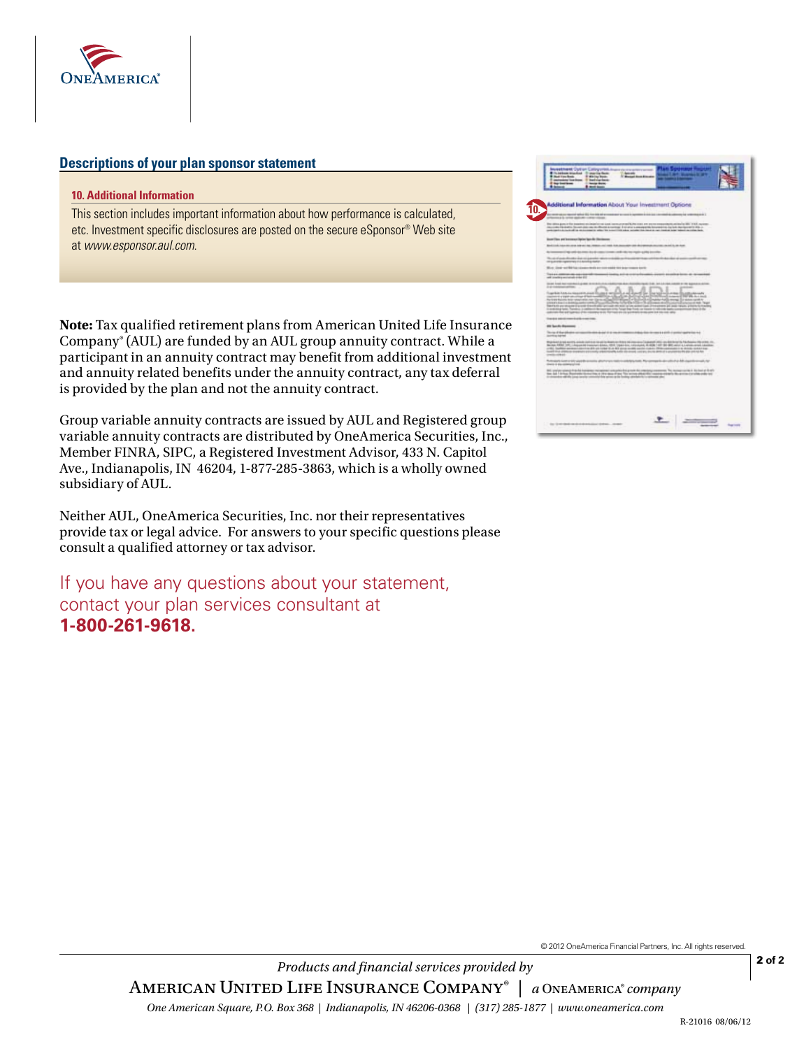## Descriptions of your plan sponsor statement

### 10. Additional Information

This section includes important information about how performance is calculated, etc. Investment specific disclosures are posted on the secure eSponsor® Web site at *www.esponsor.aul.com.*

**Note:** Tax qualified retirement plans from American United Life Insurance Company® (AUL) are funded by an AUL group annuity contract. While a participant in an annuity contract may benefit from additional investment and annuity related benefits under the annuity contract, any tax deferral is provided by the plan and not the annuity contract.

Group variable annuity contracts are issued by AUL and Registered group variable annuity contracts are distributed by OneAmerica Securities, Inc., Member FINRA, SIPC, a Registered Investment Advisor, 433 N. Capitol Ave., Indianapolis, IN 46204, 1-877-285-3863, which is a wholly owned subsidiary of AUL.

Neither AUL, OneAmerica Securities, Inc. nor their representatives provide tax or legal advice. For answers to your specific questions please consult a qualified attorney or tax advisor.

If you have any questions about your statement, contact your plan services consultant at **1-800-261-9618.**

© 2012 OneAmerica Financial Partners, Inc. All rights reserved.

*Products and financial services provided by*

AMERICAN UNITED LIFE INSURANCE COMPANY® | *a* ONEAMERICA® *company*

*One American Square, P.O. Box 368 | Indianapolis, IN 46206-0368 | (317) 285-1877 | www.oneamerica.com*

R-21016 08/06/12